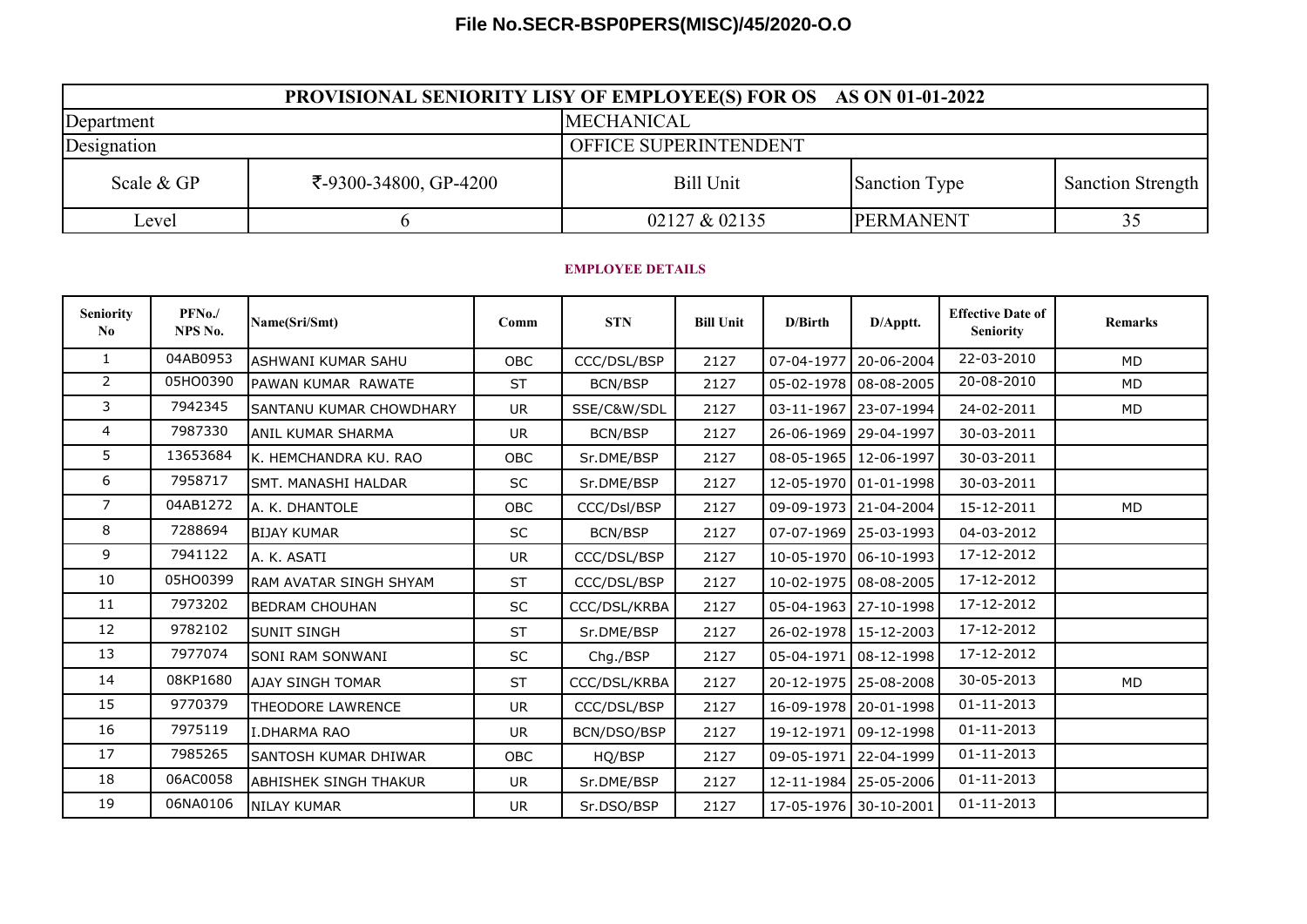**File No.SECR-BSP0PERS(MISC)/45/2020-O.O**

| PROVISIONAL SENIORITY LISY OF EMPLOYEE(S) FOR OS AS ON 01-01-2022 | | | | |
|---|---|---|---|---|
| Department | | MECHANICAL | | |
| Designation | | OFFICE SUPERINTENDENT | | |
| Scale & GP | ₹-9300-34800, GP-4200 | Bill Unit | Sanction Type | Sanction Strength |
| Level | 6 | 02127 & 02135 | PERMANENT | 35 |

**EMPLOYEE DETAILS**

| Seniority No | PFNo./ NPS No. | Name(Sri/Smt) | Comm | STN | Bill Unit | D/Birth | D/Apptt. | Effective Date of Seniority | Remarks |
|---|---|---|---|---|---|---|---|---|---|
| 1 | 04AB0953 | ASHWANI KUMAR SAHU | OBC | CCC/DSL/BSP | 2127 | 07-04-1977 | 20-06-2004 | 22-03-2010 | MD |
| 2 | 05HO0390 | PAWAN KUMAR RAWATE | ST | BCN/BSP | 2127 | 05-02-1978 | 08-08-2005 | 20-08-2010 | MD |
| 3 | 7942345 | SANTANU KUMAR CHOWDHARY | UR | SSE/C&W/SDL | 2127 | 03-11-1967 | 23-07-1994 | 24-02-2011 | MD |
| 4 | 7987330 | ANIL KUMAR SHARMA | UR | BCN/BSP | 2127 | 26-06-1969 | 29-04-1997 | 30-03-2011 | |
| 5 | 13653684 | K. HEMCHANDRA KU. RAO | OBC | Sr.DME/BSP | 2127 | 08-05-1965 | 12-06-1997 | 30-03-2011 | |
| 6 | 7958717 | SMT. MANASHI HALDAR | SC | Sr.DME/BSP | 2127 | 12-05-1970 | 01-01-1998 | 30-03-2011 | |
| 7 | 04AB1272 | A. K. DHANTOLE | OBC | CCC/Dsl/BSP | 2127 | 09-09-1973 | 21-04-2004 | 15-12-2011 | MD |
| 8 | 7288694 | BIJAY KUMAR | SC | BCN/BSP | 2127 | 07-07-1969 | 25-03-1993 | 04-03-2012 | |
| 9 | 7941122 | A. K. ASATI | UR | CCC/DSL/BSP | 2127 | 10-05-1970 | 06-10-1993 | 17-12-2012 | |
| 10 | 05HO0399 | RAM AVATAR SINGH SHYAM | ST | CCC/DSL/BSP | 2127 | 10-02-1975 | 08-08-2005 | 17-12-2012 | |
| 11 | 7973202 | BEDRAM CHOUHAN | SC | CCC/DSL/KRBA | 2127 | 05-04-1963 | 27-10-1998 | 17-12-2012 | |
| 12 | 9782102 | SUNIT SINGH | ST | Sr.DME/BSP | 2127 | 26-02-1978 | 15-12-2003 | 17-12-2012 | |
| 13 | 7977074 | SONI RAM SONWANI | SC | Chg./BSP | 2127 | 05-04-1971 | 08-12-1998 | 17-12-2012 | |
| 14 | 08KP1680 | AJAY SINGH TOMAR | ST | CCC/DSL/KRBA | 2127 | 20-12-1975 | 25-08-2008 | 30-05-2013 | MD |
| 15 | 9770379 | THEODORE LAWRENCE | UR | CCC/DSL/BSP | 2127 | 16-09-1978 | 20-01-1998 | 01-11-2013 | |
| 16 | 7975119 | I.DHARMA RAO | UR | BCN/DSO/BSP | 2127 | 19-12-1971 | 09-12-1998 | 01-11-2013 | |
| 17 | 7985265 | SANTOSH KUMAR DHIWAR | OBC | HQ/BSP | 2127 | 09-05-1971 | 22-04-1999 | 01-11-2013 | |
| 18 | 06AC0058 | ABHISHEK SINGH THAKUR | UR | Sr.DME/BSP | 2127 | 12-11-1984 | 25-05-2006 | 01-11-2013 | |
| 19 | 06NA0106 | NILAY KUMAR | UR | Sr.DSO/BSP | 2127 | 17-05-1976 | 30-10-2001 | 01-11-2013 | |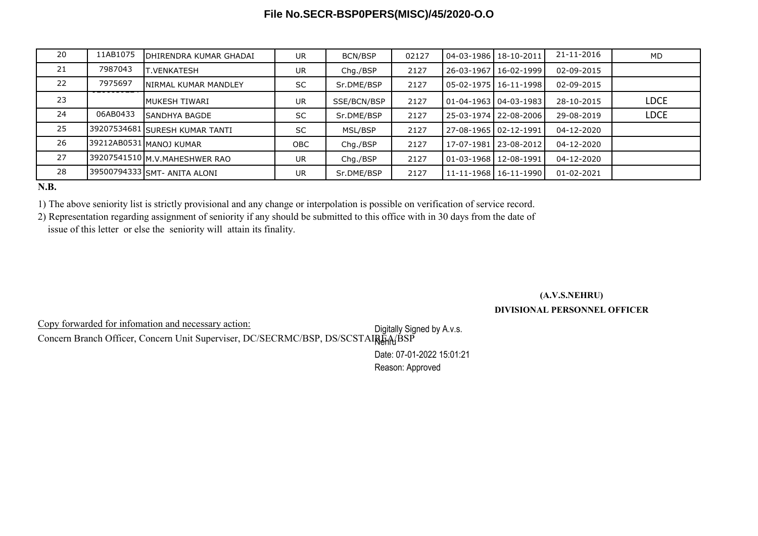# File No.SECR-BSP0PERS(MISC)/45/2020-O.O

| | | | | | | | | | |
|---|---|---|---|---|---|---|---|---|---|
| 20 | 11AB1075 | DHIRENDRA KUMAR GHADAI | UR | BCN/BSP | 02127 | 04-03-1986 | 18-10-2011 | 21-11-2016 | MD |
| 21 | 7987043 | T.VENKATESH | UR | Chg./BSP | 2127 | 26-03-1967 | 16-02-1999 | 02-09-2015 | |
| 22 | 7975697 | NIRMAL KUMAR MANDLEY | SC | Sr.DME/BSP | 2127 | 05-02-1975 | 16-11-1998 | 02-09-2015 | |
| 23 | | MUKESH TIWARI | UR | SSE/BCN/BSP | 2127 | 01-04-1963 | 04-03-1983 | 28-10-2015 | LDCE |
| 24 | 06AB0433 | SANDHYA BAGDE | SC | Sr.DME/BSP | 2127 | 25-03-1974 | 22-08-2006 | 29-08-2019 | LDCE |
| 25 | 39207534681 | SURESH KUMAR TANTI | SC | MSL/BSP | 2127 | 27-08-1965 | 02-12-1991 | 04-12-2020 | |
| 26 | 39212AB0531 | MANOJ KUMAR | OBC | Chg./BSP | 2127 | 17-07-1981 | 23-08-2012 | 04-12-2020 | |
| 27 | 39207541510 | M.V.MAHESHWER RAO | UR | Chg./BSP | 2127 | 01-03-1968 | 12-08-1991 | 04-12-2020 | |
| 28 | 39500794333 | SMT- ANITA ALONI | UR | Sr.DME/BSP | 2127 | 11-11-1968 | 16-11-1990 | 01-02-2021 | |

**N.B.**

1) The above seniority list is strictly provisional and any change or interpolation is possible on verification of service record.

2) Representation regarding assignment of seniority if any should be submitted to this office with in 30 days from the date of issue of this letter or else the seniority will attain its finality.

**(A.V.S.NEHRU)**

**DIVISIONAL PERSONNEL OFFICER**

Copy forwarded for infomation and necessary action:

Concern Branch Officer, Concern Unit Superviser, DC/SECRMC/BSP, DS/SCSTAIREA/BSP

Digitally Signed by A.v.s. Nehru
Date: 07-01-2022 15:01:21
Reason: Approved